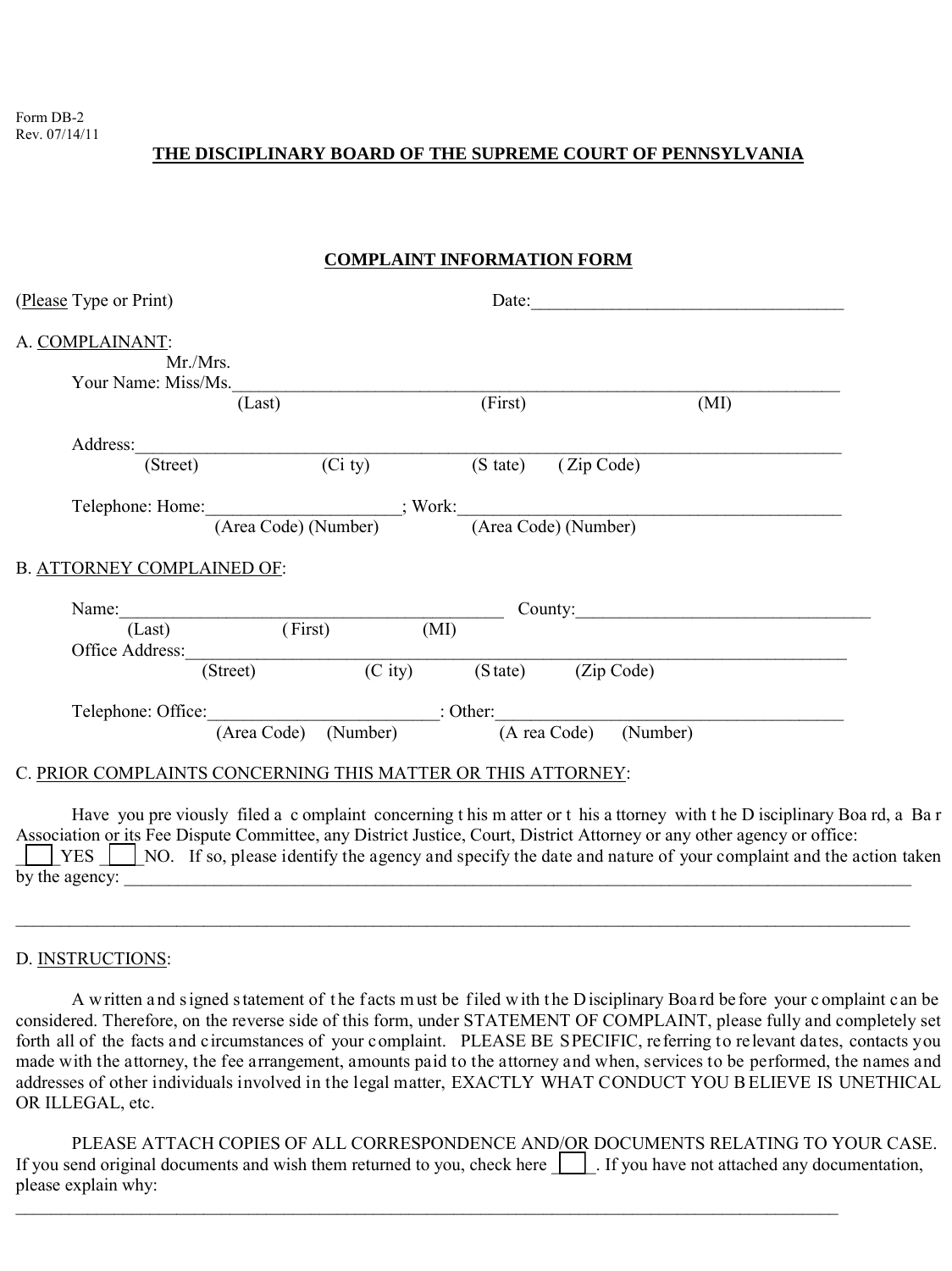Form DB-2
Rev. 07/14/11

## THE DISCIPLINARY BOARD OF THE SUPREME COURT OF PENNSYLVANIA

### COMPLAINT INFORMATION FORM

(Please Type or Print) Date:___________________________________

A. COMPLAINANT:

Mr./Mrs.
Your Name: Miss/Ms.______________________________________________________________________
(Last) (First) (MI)

Address:______________________________________________________________________________
(Street) (City) (State) (Zip Code)

Telephone: Home:_____________________; Work:__________________________________________
(Area Code) (Number) (Area Code) (Number)

B. ATTORNEY COMPLAINED OF:

Name:___________________________________________ County:_________________________________
(Last) (First) (MI)

Office Address:_________________________________________________________________________
(Street) (City) (State) (Zip Code)

Telephone: Office:________________________: Other:_______________________________________
(Area Code) (Number) (Area Code) (Number)

C. PRIOR COMPLAINTS CONCERNING THIS MATTER OR THIS ATTORNEY:

Have you previously filed a complaint concerning this matter or this attorney with the Disciplinary Board, a Bar Association or its Fee Dispute Committee, any District Justice, Court, District Attorney or any other agency or office: ☐ YES ☐ NO. If so, please identify the agency and specify the date and nature of your complaint and the action taken by the agency: ___________________________________________________________________________________

_____________________________________________________________________________________________

D. INSTRUCTIONS:

A written and signed statement of the facts must be filed with the Disciplinary Board before your complaint can be considered. Therefore, on the reverse side of this form, under STATEMENT OF COMPLAINT, please fully and completely set forth all of the facts and circumstances of your complaint. PLEASE BE SPECIFIC, referring to relevant dates, contacts you made with the attorney, the fee arrangement, amounts paid to the attorney and when, services to be performed, the names and addresses of other individuals involved in the legal matter, EXACTLY WHAT CONDUCT YOU BELIEVE IS UNETHICAL OR ILLEGAL, etc.

PLEASE ATTACH COPIES OF ALL CORRESPONDENCE AND/OR DOCUMENTS RELATING TO YOUR CASE. If you send original documents and wish them returned to you, check here ☐. If you have not attached any documentation, please explain why:

_____________________________________________________________________________________________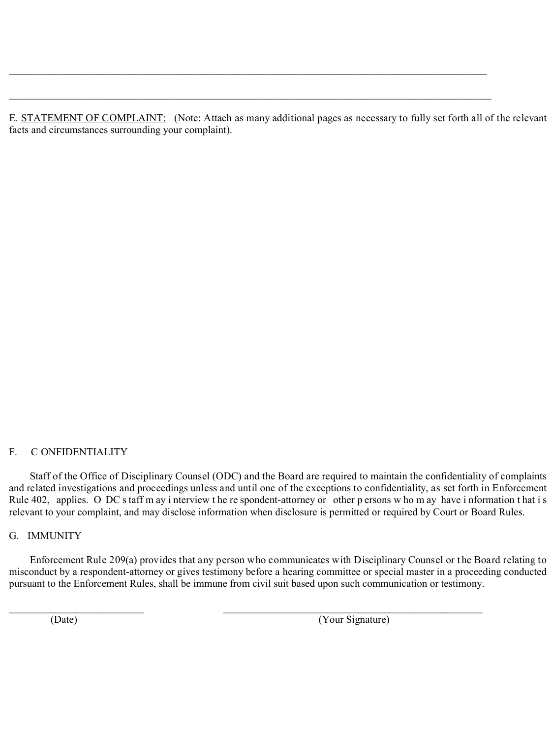\_\_\_\_\_\_\_\_\_\_\_\_\_\_\_\_\_\_\_\_\_\_\_\_\_\_\_\_\_\_\_\_\_\_\_\_\_\_\_\_\_\_\_\_\_\_\_\_\_\_\_\_\_\_\_\_\_\_\_\_\_\_\_\_\_\_\_\_\_\_\_\_\_\_\_\_\_\_\_\_\_\_\_\_\_\_\_\_\_\_

\_\_\_\_\_\_\_\_\_\_\_\_\_\_\_\_\_\_\_\_\_\_\_\_\_\_\_\_\_\_\_\_\_\_\_\_\_\_\_\_\_\_\_\_\_\_\_\_\_\_\_\_\_\_\_\_\_\_\_\_\_\_\_\_\_\_\_\_\_\_\_\_\_\_\_\_\_\_\_\_\_\_\_\_\_\_\_\_\_\_

E. <u>STATEMENT OF COMPLAINT:</u> (Note: Attach as many additional pages as necessary to fully set forth all of the relevant facts and circumstances surrounding your complaint).

F. CONFIDENTIALITY

Staff of the Office of Disciplinary Counsel (ODC) and the Board are required to maintain the confidentiality of complaints and related investigations and proceedings unless and until one of the exceptions to confidentiality, as set forth in Enforcement Rule 402, applies. ODC staff may interview the respondent-attorney or other persons who may have information that is relevant to your complaint, and may disclose information when disclosure is permitted or required by Court or Board Rules.

G. IMMUNITY

Enforcement Rule 209(a) provides that any person who communicates with Disciplinary Counsel or the Board relating to misconduct by a respondent-attorney or gives testimony before a hearing committee or special master in a proceeding conducted pursuant to the Enforcement Rules, shall be immune from civil suit based upon such communication or testimony.

| | |
|---|---|
| \_\_\_\_\_\_\_\_\_\_\_\_\_\_\_\_\_\_\_\_\_\_\_\_\_\_ | \_\_\_\_\_\_\_\_\_\_\_\_\_\_\_\_\_\_\_\_\_\_\_\_\_\_\_\_\_\_\_\_\_\_\_\_\_\_\_\_\_\_\_\_\_\_\_\_\_\_ |
| (Date) | (Your Signature) |